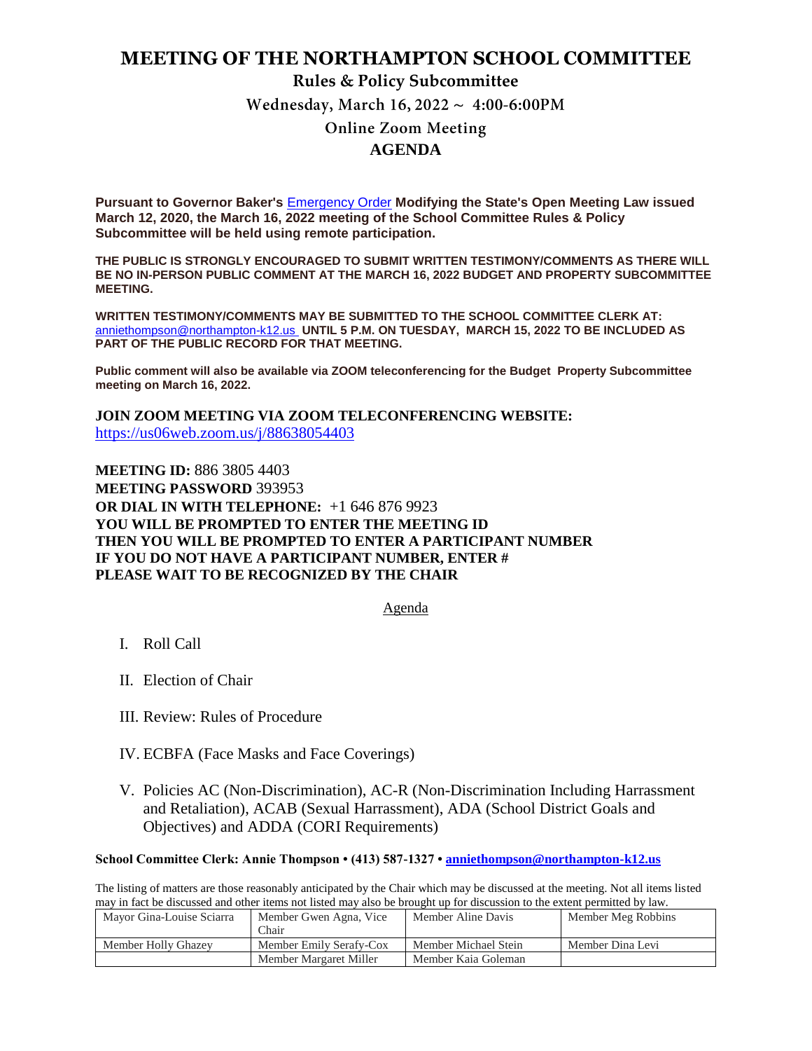# MEETING OF THE NORTHAMPTON SCHOOL COMMITTEE

## Rules & Policy Subcommittee

### Wednesday, March 16, 2022 ~ 4:00-6:00PM

### Online Zoom Meeting

### AGENDA

**Pursuant to Governor Baker's** Emergency Order **Modifying the State's Open Meeting Law issued March 12, 2020, the March 16, 2022 meeting of the School Committee Rules & Policy Subcommittee will be held using remote participation.**

**THE PUBLIC IS STRONGLY ENCOURAGED TO SUBMIT WRITTEN TESTIMONY/COMMENTS AS THERE WILL BE NO IN-PERSON PUBLIC COMMENT AT THE MARCH 16, 2022 BUDGET AND PROPERTY SUBCOMMITTEE MEETING.**

**WRITTEN TESTIMONY/COMMENTS MAY BE SUBMITTED TO THE SCHOOL COMMITTEE CLERK AT:** anniethompson@northampton-k12.us **UNTIL 5 P.M. ON TUESDAY, MARCH 15, 2022 TO BE INCLUDED AS PART OF THE PUBLIC RECORD FOR THAT MEETING.**

**Public comment will also be available via ZOOM teleconferencing for the Budget Property Subcommittee meeting on March 16, 2022.**

**JOIN ZOOM MEETING VIA ZOOM TELECONFERENCING WEBSITE:**
https://us06web.zoom.us/j/88638054403

**MEETING ID:** 886 3805 4403
**MEETING PASSWORD** 393953
**OR DIAL IN WITH TELEPHONE:** +1 646 876 9923
**YOU WILL BE PROMPTED TO ENTER THE MEETING ID**
**THEN YOU WILL BE PROMPTED TO ENTER A PARTICIPANT NUMBER**
**IF YOU DO NOT HAVE A PARTICIPANT NUMBER, ENTER #**
**PLEASE WAIT TO BE RECOGNIZED BY THE CHAIR**

Agenda

I. Roll Call

II. Election of Chair

III. Review: Rules of Procedure

IV. ECBFA (Face Masks and Face Coverings)

V. Policies AC (Non-Discrimination), AC-R (Non-Discrimination Including Harrassment and Retaliation), ACAB (Sexual Harrassment), ADA (School District Goals and Objectives) and ADDA (CORI Requirements)

**School Committee Clerk: Annie Thompson • (413) 587-1327 • anniethompson@northampton-k12.us**

The listing of matters are those reasonably anticipated by the Chair which may be discussed at the meeting. Not all items listed may in fact be discussed and other items not listed may also be brought up for discussion to the extent permitted by law.

| | | | |
|---|---|---|---|
| Mayor Gina-Louise Sciarra | Member Gwen Agna, Vice Chair | Member Aline Davis | Member Meg Robbins |
| Member Holly Ghazey | Member Emily Serafy-Cox | Member Michael Stein | Member Dina Levi |
| | Member Margaret Miller | Member Kaia Goleman | |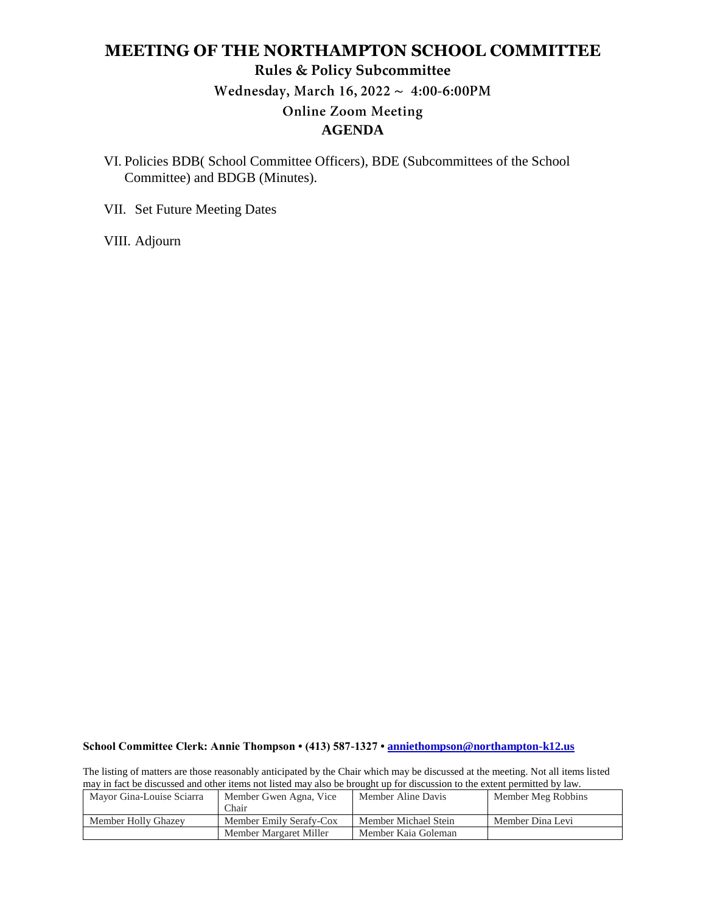# MEETING OF THE NORTHAMPTON SCHOOL COMMITTEE

## Rules & Policy Subcommittee

### Wednesday, March 16, 2022 ~ 4:00-6:00PM

### Online Zoom Meeting

### AGENDA

VI. Policies BDB( School Committee Officers), BDE (Subcommittees of the School Committee) and BDGB (Minutes).

VII. Set Future Meeting Dates

VIII. Adjourn

**School Committee Clerk: Annie Thompson • (413) 587-1327 • anniethompson@northampton-k12.us**

The listing of matters are those reasonably anticipated by the Chair which may be discussed at the meeting. Not all items listed may in fact be discussed and other items not listed may also be brought up for discussion to the extent permitted by law.

| | | | |
|---|---|---|---|
| Mayor Gina-Louise Sciarra | Member Gwen Agna, Vice Chair | Member Aline Davis | Member Meg Robbins |
| Member Holly Ghazey | Member Emily Serafy-Cox | Member Michael Stein | Member Dina Levi |
| | Member Margaret Miller | Member Kaia Goleman | |